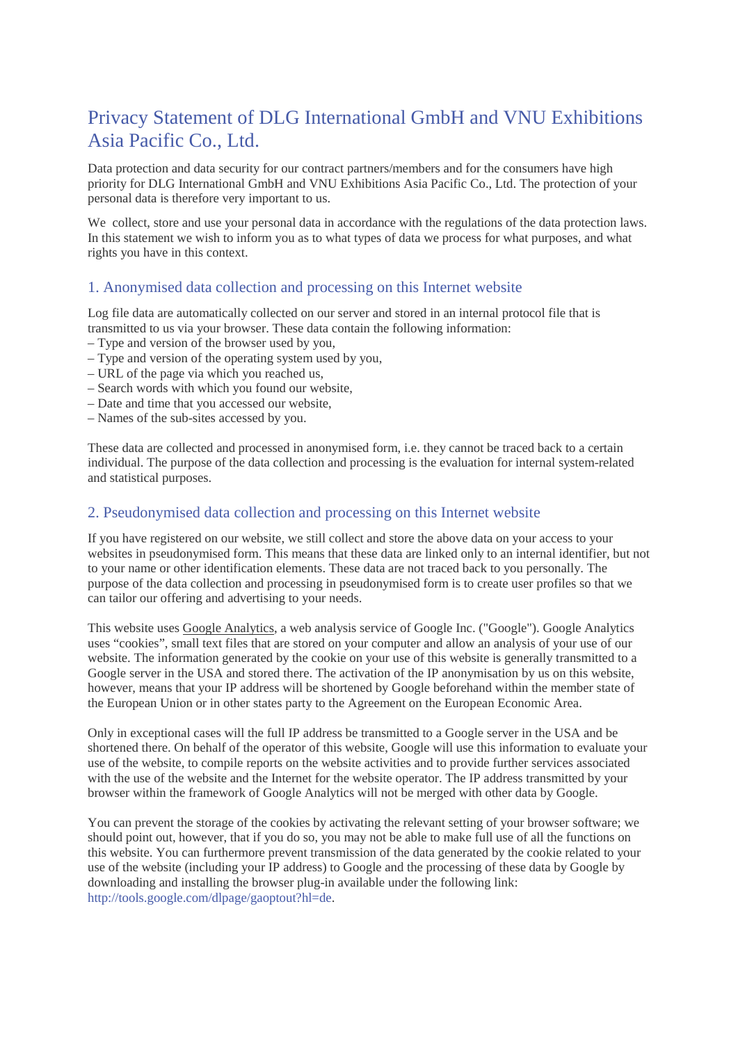# Privacy Statement of DLG International GmbH and VNU Exhibitions Asia Pacific Co., Ltd.

Data protection and data security for our contract partners/members and for the consumers have high priority for DLG International GmbH and VNU Exhibitions Asia Pacific Co., Ltd. The protection of your personal data is therefore very important to us.

We collect, store and use your personal data in accordance with the regulations of the data protection laws. In this statement we wish to inform you as to what types of data we process for what purposes, and what rights you have in this context.

## 1. Anonymised data collection and processing on this Internet website

Log file data are automatically collected on our server and stored in an internal protocol file that is transmitted to us via your browser. These data contain the following information:
– Type and version of the browser used by you,
– Type and version of the operating system used by you,
– URL of the page via which you reached us,
– Search words with which you found our website,
– Date and time that you accessed our website,
– Names of the sub-sites accessed by you.

These data are collected and processed in anonymised form, i.e. they cannot be traced back to a certain individual. The purpose of the data collection and processing is the evaluation for internal system-related and statistical purposes.

## 2. Pseudonymised data collection and processing on this Internet website

If you have registered on our website, we still collect and store the above data on your access to your websites in pseudonymised form. This means that these data are linked only to an internal identifier, but not to your name or other identification elements. These data are not traced back to you personally. The purpose of the data collection and processing in pseudonymised form is to create user profiles so that we can tailor our offering and advertising to your needs.

This website uses Google Analytics, a web analysis service of Google Inc. ("Google"). Google Analytics uses "cookies", small text files that are stored on your computer and allow an analysis of your use of our website. The information generated by the cookie on your use of this website is generally transmitted to a Google server in the USA and stored there. The activation of the IP anonymisation by us on this website, however, means that your IP address will be shortened by Google beforehand within the member state of the European Union or in other states party to the Agreement on the European Economic Area.

Only in exceptional cases will the full IP address be transmitted to a Google server in the USA and be shortened there. On behalf of the operator of this website, Google will use this information to evaluate your use of the website, to compile reports on the website activities and to provide further services associated with the use of the website and the Internet for the website operator. The IP address transmitted by your browser within the framework of Google Analytics will not be merged with other data by Google.

You can prevent the storage of the cookies by activating the relevant setting of your browser software; we should point out, however, that if you do so, you may not be able to make full use of all the functions on this website. You can furthermore prevent transmission of the data generated by the cookie related to your use of the website (including your IP address) to Google and the processing of these data by Google by downloading and installing the browser plug-in available under the following link: http://tools.google.com/dlpage/gaoptout?hl=de.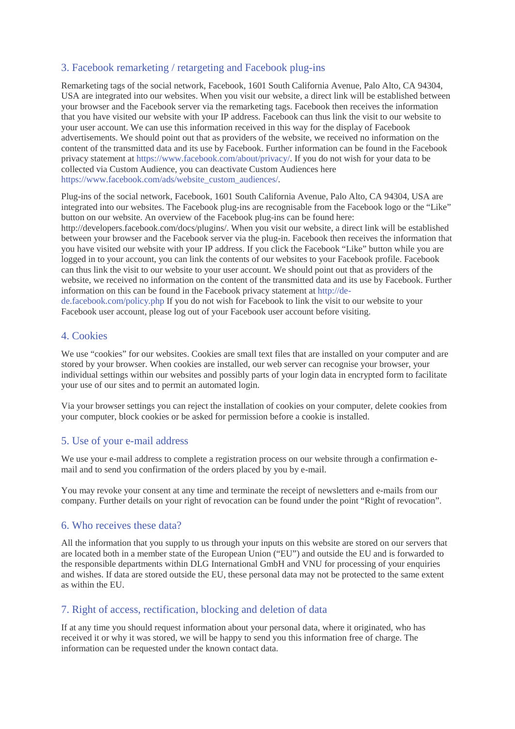## 3. Facebook remarketing / retargeting and Facebook plug-ins

Remarketing tags of the social network, Facebook, 1601 South California Avenue, Palo Alto, CA 94304, USA are integrated into our websites. When you visit our website, a direct link will be established between your browser and the Facebook server via the remarketing tags. Facebook then receives the information that you have visited our website with your IP address. Facebook can thus link the visit to our website to your user account. We can use this information received in this way for the display of Facebook advertisements. We should point out that as providers of the website, we received no information on the content of the transmitted data and its use by Facebook. Further information can be found in the Facebook privacy statement at https://www.facebook.com/about/privacy/. If you do not wish for your data to be collected via Custom Audience, you can deactivate Custom Audiences here https://www.facebook.com/ads/website_custom_audiences/.

Plug-ins of the social network, Facebook, 1601 South California Avenue, Palo Alto, CA 94304, USA are integrated into our websites. The Facebook plug-ins are recognisable from the Facebook logo or the "Like" button on our website. An overview of the Facebook plug-ins can be found here: http://developers.facebook.com/docs/plugins/. When you visit our website, a direct link will be established between your browser and the Facebook server via the plug-in. Facebook then receives the information that you have visited our website with your IP address. If you click the Facebook "Like" button while you are logged in to your account, you can link the contents of our websites to your Facebook profile. Facebook can thus link the visit to our website to your user account. We should point out that as providers of the website, we received no information on the content of the transmitted data and its use by Facebook. Further information on this can be found in the Facebook privacy statement at http://de-de.facebook.com/policy.php If you do not wish for Facebook to link the visit to our website to your Facebook user account, please log out of your Facebook user account before visiting.

## 4. Cookies

We use "cookies" for our websites. Cookies are small text files that are installed on your computer and are stored by your browser. When cookies are installed, our web server can recognise your browser, your individual settings within our websites and possibly parts of your login data in encrypted form to facilitate your use of our sites and to permit an automated login.

Via your browser settings you can reject the installation of cookies on your computer, delete cookies from your computer, block cookies or be asked for permission before a cookie is installed.

## 5. Use of your e-mail address

We use your e-mail address to complete a registration process on our website through a confirmation e-mail and to send you confirmation of the orders placed by you by e-mail.

You may revoke your consent at any time and terminate the receipt of newsletters and e-mails from our company. Further details on your right of revocation can be found under the point "Right of revocation".

## 6. Who receives these data?

All the information that you supply to us through your inputs on this website are stored on our servers that are located both in a member state of the European Union ("EU") and outside the EU and is forwarded to the responsible departments within DLG International GmbH and VNU for processing of your enquiries and wishes. If data are stored outside the EU, these personal data may not be protected to the same extent as within the EU.

## 7. Right of access, rectification, blocking and deletion of data

If at any time you should request information about your personal data, where it originated, who has received it or why it was stored, we will be happy to send you this information free of charge. The information can be requested under the known contact data.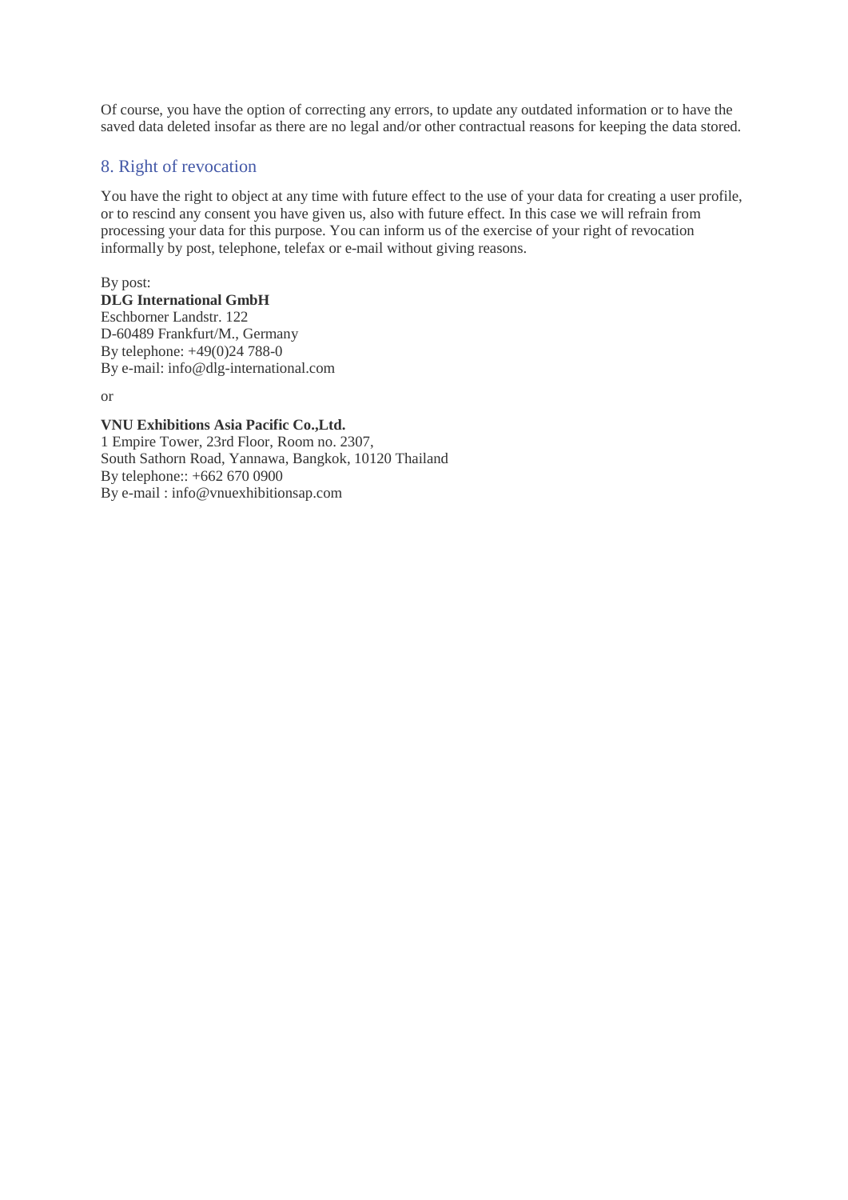Of course, you have the option of correcting any errors, to update any outdated information or to have the saved data deleted insofar as there are no legal and/or other contractual reasons for keeping the data stored.

## 8. Right of revocation

You have the right to object at any time with future effect to the use of your data for creating a user profile, or to rescind any consent you have given us, also with future effect. In this case we will refrain from processing your data for this purpose. You can inform us of the exercise of your right of revocation informally by post, telephone, telefax or e-mail without giving reasons.

By post:
**DLG International GmbH**
Eschborner Landstr. 122
D-60489 Frankfurt/M., Germany
By telephone: +49(0)24 788-0
By e-mail: info@dlg-international.com

or

**VNU Exhibitions Asia Pacific Co.,Ltd.**
1 Empire Tower, 23rd Floor, Room no. 2307,
South Sathorn Road, Yannawa, Bangkok, 10120 Thailand
By telephone:: +662 670 0900
By e-mail : info@vnuexhibitionsap.com